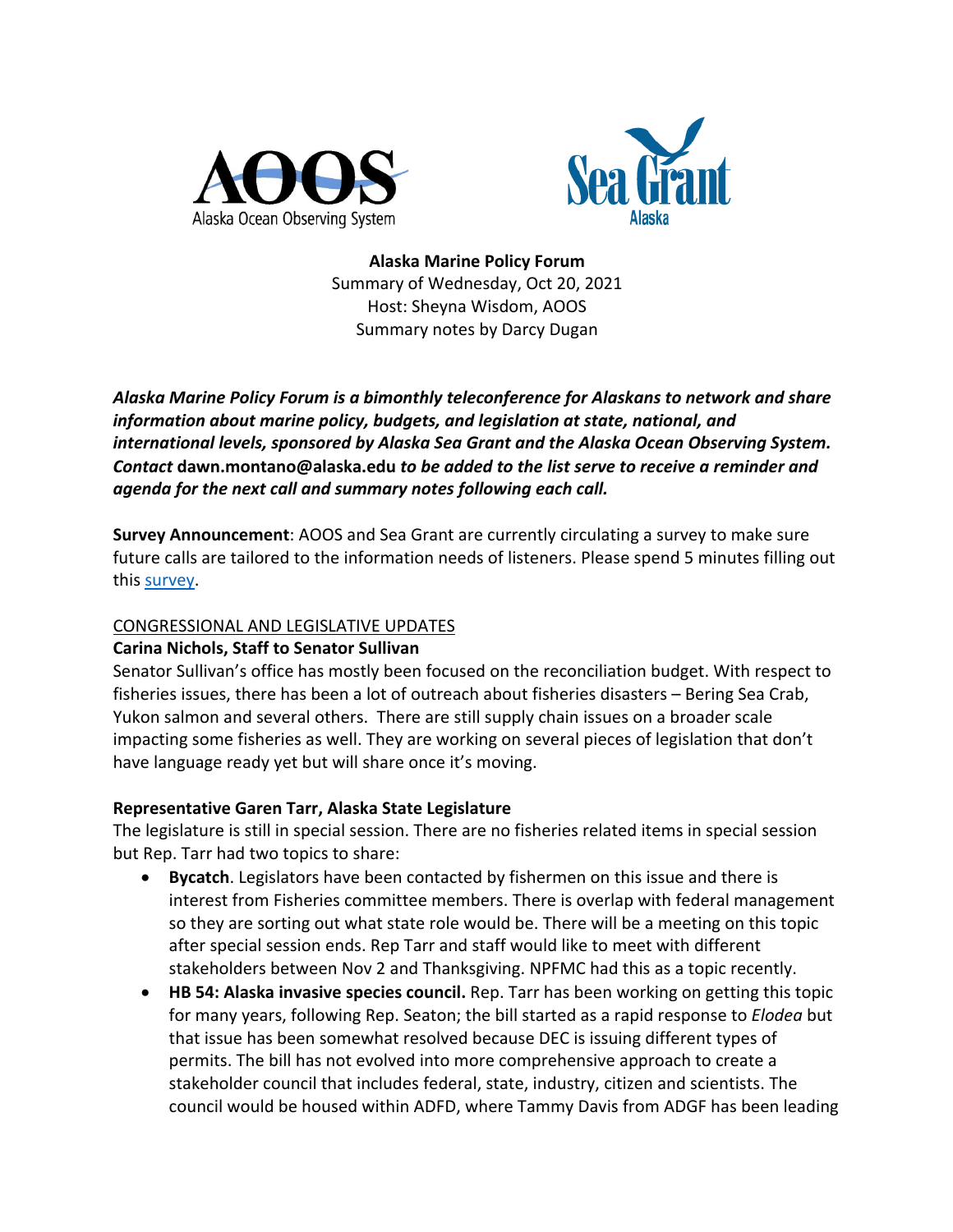**Alaska Marine Policy Forum**
Summary of Wednesday, Oct 20, 2021
Host: Sheyna Wisdom, AOOS
Summary notes by Darcy Dugan

***Alaska Marine Policy Forum is a bimonthly teleconference for Alaskans to network and share information about marine policy, budgets, and legislation at state, national, and international levels, sponsored by Alaska Sea Grant and the Alaska Ocean Observing System. Contact* dawn.montano@alaska.edu *to be added to the list serve to receive a reminder and agenda for the next call and summary notes following each call.***

**Survey Announcement**: AOOS and Sea Grant are currently circulating a survey to make sure future calls are tailored to the information needs of listeners. Please spend 5 minutes filling out this survey.

## CONGRESSIONAL AND LEGISLATIVE UPDATES

**Carina Nichols, Staff to Senator Sullivan**

Senator Sullivan's office has mostly been focused on the reconciliation budget. With respect to fisheries issues, there has been a lot of outreach about fisheries disasters – Bering Sea Crab, Yukon salmon and several others. There are still supply chain issues on a broader scale impacting some fisheries as well. They are working on several pieces of legislation that don't have language ready yet but will share once it's moving.

**Representative Garen Tarr, Alaska State Legislature**

The legislature is still in special session. There are no fisheries related items in special session but Rep. Tarr had two topics to share:

- **Bycatch**. Legislators have been contacted by fishermen on this issue and there is interest from Fisheries committee members. There is overlap with federal management so they are sorting out what state role would be. There will be a meeting on this topic after special session ends. Rep Tarr and staff would like to meet with different stakeholders between Nov 2 and Thanksgiving. NPFMC had this as a topic recently.
- **HB 54: Alaska invasive species council.** Rep. Tarr has been working on getting this topic for many years, following Rep. Seaton; the bill started as a rapid response to *Elodea* but that issue has been somewhat resolved because DEC is issuing different types of permits. The bill has not evolved into more comprehensive approach to create a stakeholder council that includes federal, state, industry, citizen and scientists. The council would be housed within ADFD, where Tammy Davis from ADGF has been leading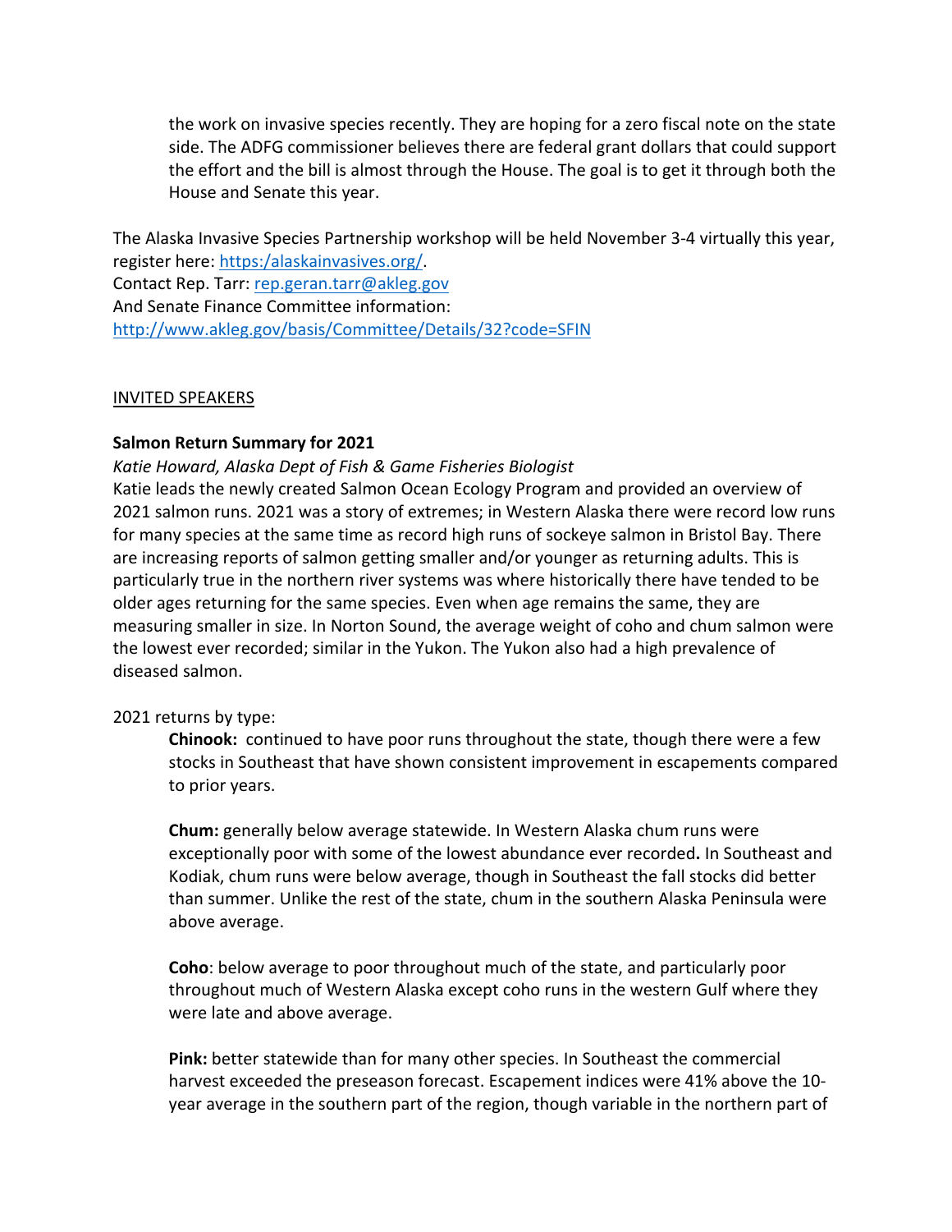the work on invasive species recently. They are hoping for a zero fiscal note on the state side. The ADFG commissioner believes there are federal grant dollars that could support the effort and the bill is almost through the House. The goal is to get it through both the House and Senate this year.

The Alaska Invasive Species Partnership workshop will be held November 3-4 virtually this year, register here: https:/alaskainvasives.org/.
Contact Rep. Tarr: rep.geran.tarr@akleg.gov
And Senate Finance Committee information:
http://www.akleg.gov/basis/Committee/Details/32?code=SFIN

INVITED SPEAKERS

**Salmon Return Summary for 2021**

*Katie Howard, Alaska Dept of Fish & Game Fisheries Biologist*

Katie leads the newly created Salmon Ocean Ecology Program and provided an overview of 2021 salmon runs. 2021 was a story of extremes; in Western Alaska there were record low runs for many species at the same time as record high runs of sockeye salmon in Bristol Bay. There are increasing reports of salmon getting smaller and/or younger as returning adults. This is particularly true in the northern river systems was where historically there have tended to be older ages returning for the same species. Even when age remains the same, they are measuring smaller in size. In Norton Sound, the average weight of coho and chum salmon were the lowest ever recorded; similar in the Yukon. The Yukon also had a high prevalence of diseased salmon.

2021 returns by type:

**Chinook:** continued to have poor runs throughout the state, though there were a few stocks in Southeast that have shown consistent improvement in escapements compared to prior years.

**Chum:** generally below average statewide. In Western Alaska chum runs were exceptionally poor with some of the lowest abundance ever recorded**.** In Southeast and Kodiak, chum runs were below average, though in Southeast the fall stocks did better than summer. Unlike the rest of the state, chum in the southern Alaska Peninsula were above average.

**Coho**: below average to poor throughout much of the state, and particularly poor throughout much of Western Alaska except coho runs in the western Gulf where they were late and above average.

**Pink:** better statewide than for many other species. In Southeast the commercial harvest exceeded the preseason forecast. Escapement indices were 41% above the 10-year average in the southern part of the region, though variable in the northern part of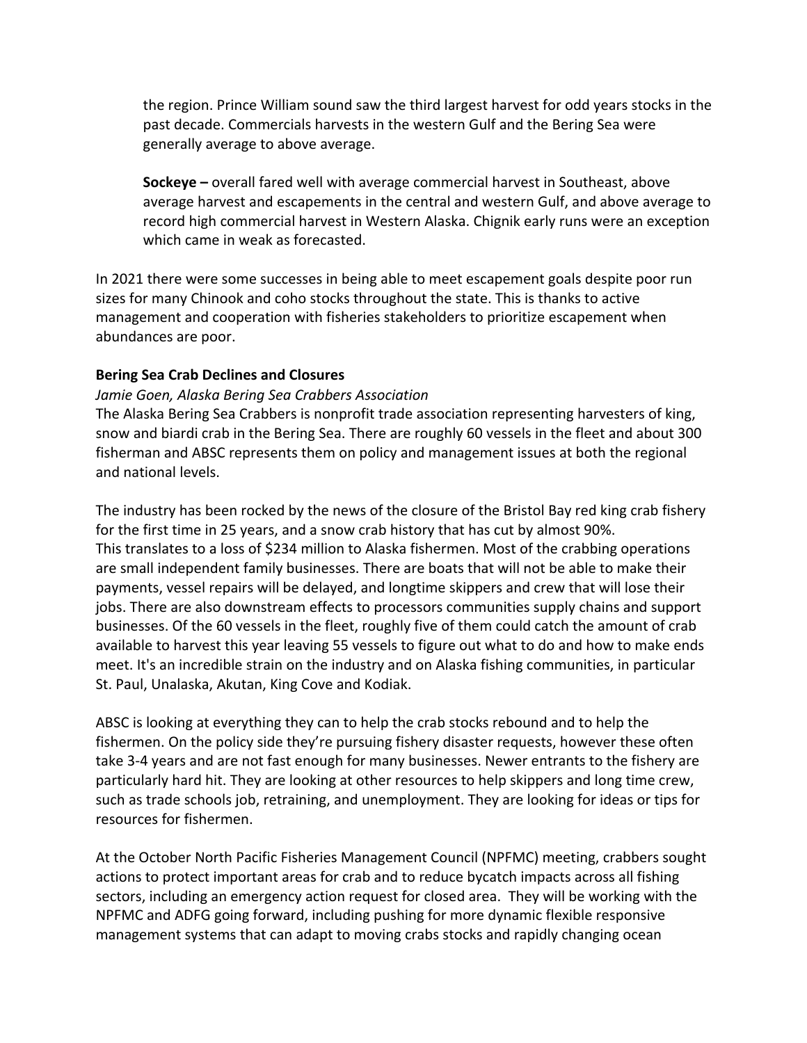the region. Prince William sound saw the third largest harvest for odd years stocks in the past decade. Commercials harvests in the western Gulf and the Bering Sea were generally average to above average.

**Sockeye –** overall fared well with average commercial harvest in Southeast, above average harvest and escapements in the central and western Gulf, and above average to record high commercial harvest in Western Alaska. Chignik early runs were an exception which came in weak as forecasted.

In 2021 there were some successes in being able to meet escapement goals despite poor run sizes for many Chinook and coho stocks throughout the state. This is thanks to active management and cooperation with fisheries stakeholders to prioritize escapement when abundances are poor.

**Bering Sea Crab Declines and Closures**

*Jamie Goen, Alaska Bering Sea Crabbers Association*

The Alaska Bering Sea Crabbers is nonprofit trade association representing harvesters of king, snow and biardi crab in the Bering Sea. There are roughly 60 vessels in the fleet and about 300 fisherman and ABSC represents them on policy and management issues at both the regional and national levels.

The industry has been rocked by the news of the closure of the Bristol Bay red king crab fishery for the first time in 25 years, and a snow crab history that has cut by almost 90%. This translates to a loss of $234 million to Alaska fishermen. Most of the crabbing operations are small independent family businesses. There are boats that will not be able to make their payments, vessel repairs will be delayed, and longtime skippers and crew that will lose their jobs. There are also downstream effects to processors communities supply chains and support businesses. Of the 60 vessels in the fleet, roughly five of them could catch the amount of crab available to harvest this year leaving 55 vessels to figure out what to do and how to make ends meet. It's an incredible strain on the industry and on Alaska fishing communities, in particular St. Paul, Unalaska, Akutan, King Cove and Kodiak.

ABSC is looking at everything they can to help the crab stocks rebound and to help the fishermen. On the policy side they're pursuing fishery disaster requests, however these often take 3-4 years and are not fast enough for many businesses. Newer entrants to the fishery are particularly hard hit. They are looking at other resources to help skippers and long time crew, such as trade schools job, retraining, and unemployment. They are looking for ideas or tips for resources for fishermen.

At the October North Pacific Fisheries Management Council (NPFMC) meeting, crabbers sought actions to protect important areas for crab and to reduce bycatch impacts across all fishing sectors, including an emergency action request for closed area. They will be working with the NPFMC and ADFG going forward, including pushing for more dynamic flexible responsive management systems that can adapt to moving crabs stocks and rapidly changing ocean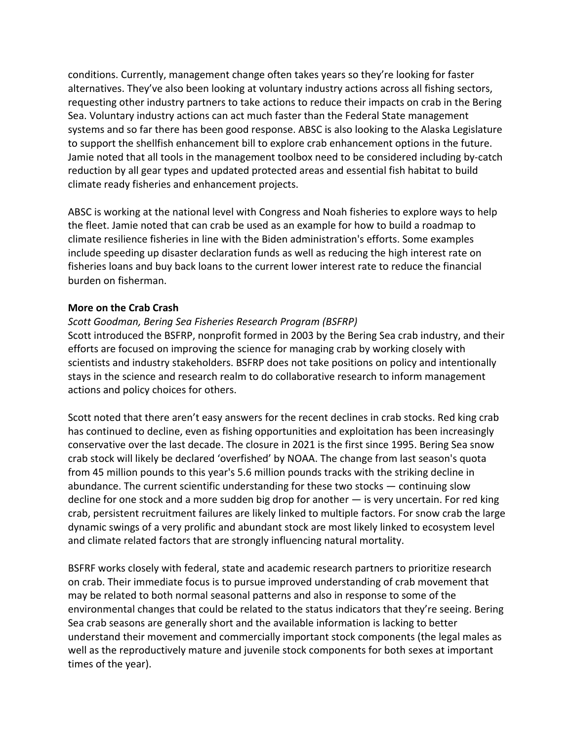conditions. Currently, management change often takes years so they're looking for faster alternatives. They've also been looking at voluntary industry actions across all fishing sectors, requesting other industry partners to take actions to reduce their impacts on crab in the Bering Sea. Voluntary industry actions can act much faster than the Federal State management systems and so far there has been good response. ABSC is also looking to the Alaska Legislature to support the shellfish enhancement bill to explore crab enhancement options in the future. Jamie noted that all tools in the management toolbox need to be considered including by-catch reduction by all gear types and updated protected areas and essential fish habitat to build climate ready fisheries and enhancement projects.

ABSC is working at the national level with Congress and Noah fisheries to explore ways to help the fleet. Jamie noted that can crab be used as an example for how to build a roadmap to climate resilience fisheries in line with the Biden administration's efforts. Some examples include speeding up disaster declaration funds as well as reducing the high interest rate on fisheries loans and buy back loans to the current lower interest rate to reduce the financial burden on fisherman.

**More on the Crab Crash**

*Scott Goodman, Bering Sea Fisheries Research Program (BSFRP)*

Scott introduced the BSFRP, nonprofit formed in 2003 by the Bering Sea crab industry, and their efforts are focused on improving the science for managing crab by working closely with scientists and industry stakeholders. BSFRP does not take positions on policy and intentionally stays in the science and research realm to do collaborative research to inform management actions and policy choices for others.

Scott noted that there aren't easy answers for the recent declines in crab stocks. Red king crab has continued to decline, even as fishing opportunities and exploitation has been increasingly conservative over the last decade. The closure in 2021 is the first since 1995. Bering Sea snow crab stock will likely be declared 'overfished' by NOAA. The change from last season's quota from 45 million pounds to this year's 5.6 million pounds tracks with the striking decline in abundance. The current scientific understanding for these two stocks — continuing slow decline for one stock and a more sudden big drop for another — is very uncertain. For red king crab, persistent recruitment failures are likely linked to multiple factors. For snow crab the large dynamic swings of a very prolific and abundant stock are most likely linked to ecosystem level and climate related factors that are strongly influencing natural mortality.

BSFRF works closely with federal, state and academic research partners to prioritize research on crab. Their immediate focus is to pursue improved understanding of crab movement that may be related to both normal seasonal patterns and also in response to some of the environmental changes that could be related to the status indicators that they're seeing. Bering Sea crab seasons are generally short and the available information is lacking to better understand their movement and commercially important stock components (the legal males as well as the reproductively mature and juvenile stock components for both sexes at important times of the year).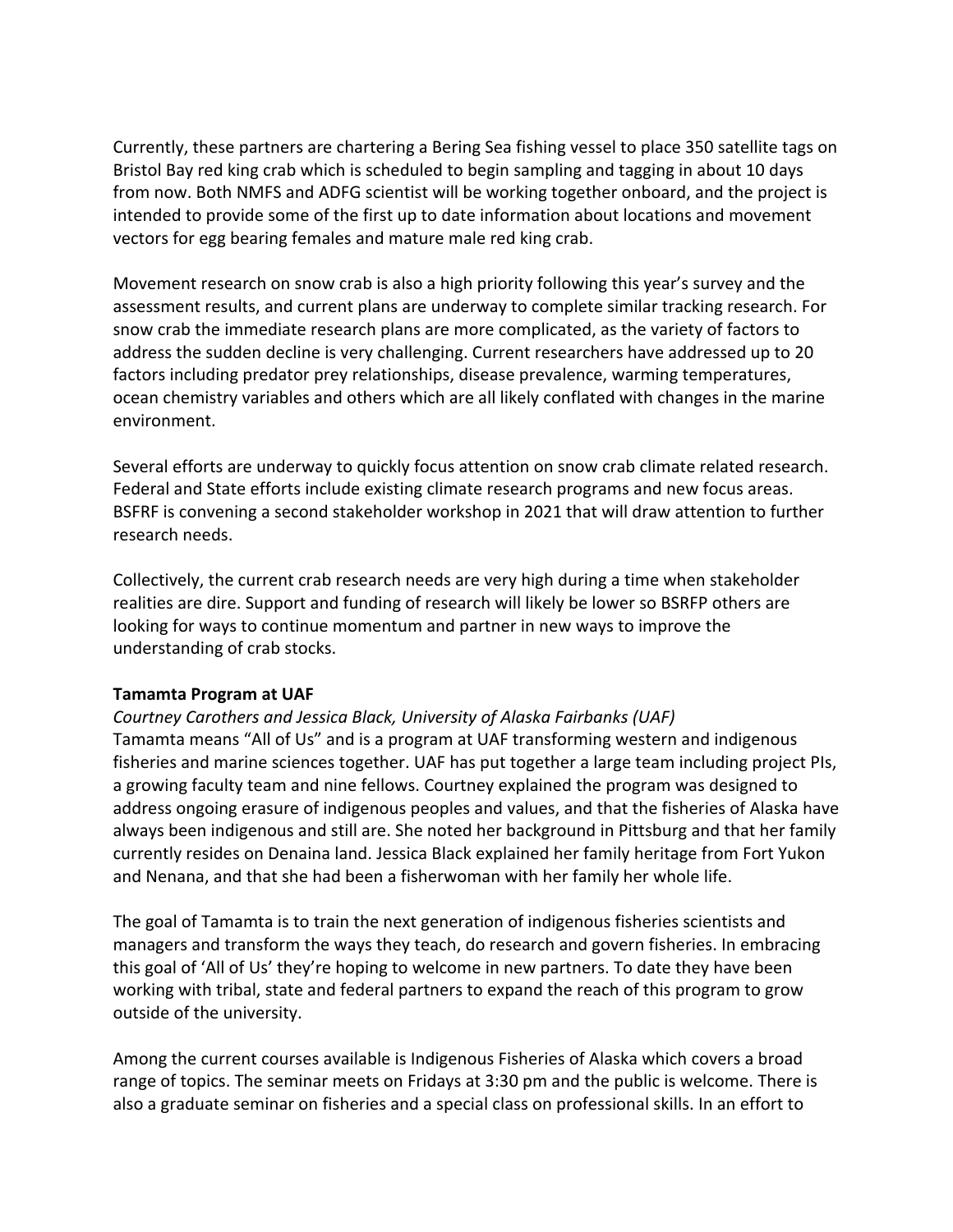Currently, these partners are chartering a Bering Sea fishing vessel to place 350 satellite tags on Bristol Bay red king crab which is scheduled to begin sampling and tagging in about 10 days from now. Both NMFS and ADFG scientist will be working together onboard, and the project is intended to provide some of the first up to date information about locations and movement vectors for egg bearing females and mature male red king crab.

Movement research on snow crab is also a high priority following this year's survey and the assessment results, and current plans are underway to complete similar tracking research. For snow crab the immediate research plans are more complicated, as the variety of factors to address the sudden decline is very challenging. Current researchers have addressed up to 20 factors including predator prey relationships, disease prevalence, warming temperatures, ocean chemistry variables and others which are all likely conflated with changes in the marine environment.

Several efforts are underway to quickly focus attention on snow crab climate related research. Federal and State efforts include existing climate research programs and new focus areas. BSFRF is convening a second stakeholder workshop in 2021 that will draw attention to further research needs.

Collectively, the current crab research needs are very high during a time when stakeholder realities are dire. Support and funding of research will likely be lower so BSRFP others are looking for ways to continue momentum and partner in new ways to improve the understanding of crab stocks.

**Tamamta Program at UAF**

*Courtney Carothers and Jessica Black, University of Alaska Fairbanks (UAF)*

Tamamta means "All of Us" and is a program at UAF transforming western and indigenous fisheries and marine sciences together. UAF has put together a large team including project PIs, a growing faculty team and nine fellows. Courtney explained the program was designed to address ongoing erasure of indigenous peoples and values, and that the fisheries of Alaska have always been indigenous and still are. She noted her background in Pittsburg and that her family currently resides on Denaina land. Jessica Black explained her family heritage from Fort Yukon and Nenana, and that she had been a fisherwoman with her family her whole life.

The goal of Tamamta is to train the next generation of indigenous fisheries scientists and managers and transform the ways they teach, do research and govern fisheries. In embracing this goal of 'All of Us' they're hoping to welcome in new partners. To date they have been working with tribal, state and federal partners to expand the reach of this program to grow outside of the university.

Among the current courses available is Indigenous Fisheries of Alaska which covers a broad range of topics. The seminar meets on Fridays at 3:30 pm and the public is welcome. There is also a graduate seminar on fisheries and a special class on professional skills. In an effort to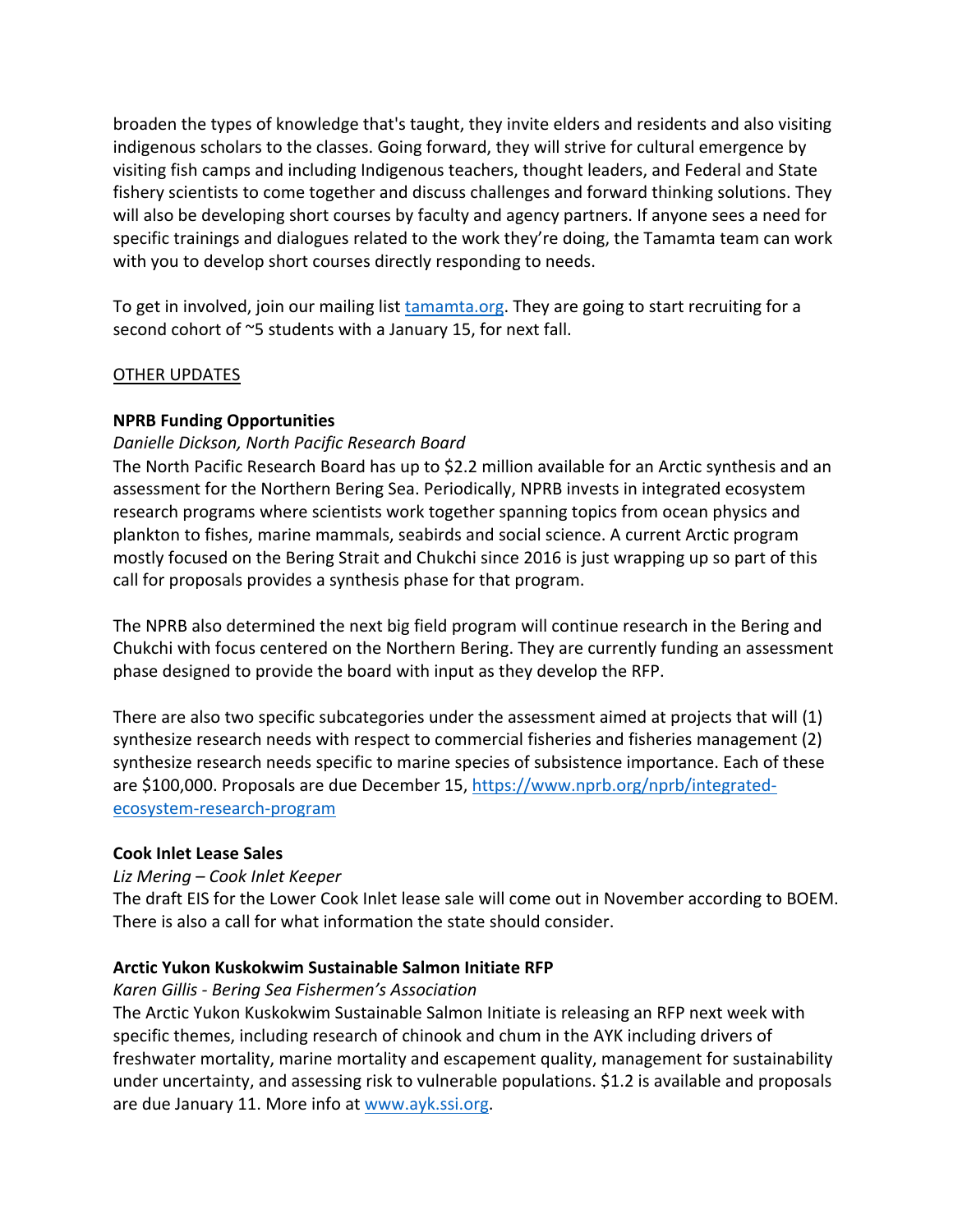broaden the types of knowledge that's taught, they invite elders and residents and also visiting indigenous scholars to the classes. Going forward, they will strive for cultural emergence by visiting fish camps and including Indigenous teachers, thought leaders, and Federal and State fishery scientists to come together and discuss challenges and forward thinking solutions. They will also be developing short courses by faculty and agency partners. If anyone sees a need for specific trainings and dialogues related to the work they're doing, the Tamamta team can work with you to develop short courses directly responding to needs.

To get in involved, join our mailing list [tamamta.org](tamamta.org). They are going to start recruiting for a second cohort of ~5 students with a January 15, for next fall.

<u>OTHER UPDATES</u>

**NPRB Funding Opportunities**

*Danielle Dickson, North Pacific Research Board*

The North Pacific Research Board has up to $2.2 million available for an Arctic synthesis and an assessment for the Northern Bering Sea. Periodically, NPRB invests in integrated ecosystem research programs where scientists work together spanning topics from ocean physics and plankton to fishes, marine mammals, seabirds and social science. A current Arctic program mostly focused on the Bering Strait and Chukchi since 2016 is just wrapping up so part of this call for proposals provides a synthesis phase for that program.

The NPRB also determined the next big field program will continue research in the Bering and Chukchi with focus centered on the Northern Bering. They are currently funding an assessment phase designed to provide the board with input as they develop the RFP.

There are also two specific subcategories under the assessment aimed at projects that will (1) synthesize research needs with respect to commercial fisheries and fisheries management (2) synthesize research needs specific to marine species of subsistence importance. Each of these are $100,000. Proposals are due December 15, [https://www.nprb.org/nprb/integrated-ecosystem-research-program](https://www.nprb.org/nprb/integrated-ecosystem-research-program)

**Cook Inlet Lease Sales**

*Liz Mering – Cook Inlet Keeper*

The draft EIS for the Lower Cook Inlet lease sale will come out in November according to BOEM. There is also a call for what information the state should consider.

**Arctic Yukon Kuskokwim Sustainable Salmon Initiate RFP**

*Karen Gillis - Bering Sea Fishermen's Association*

The Arctic Yukon Kuskokwim Sustainable Salmon Initiate is releasing an RFP next week with specific themes, including research of chinook and chum in the AYK including drivers of freshwater mortality, marine mortality and escapement quality, management for sustainability under uncertainty, and assessing risk to vulnerable populations. $1.2 is available and proposals are due January 11. More info at [www.ayk.ssi.org](www.ayk.ssi.org).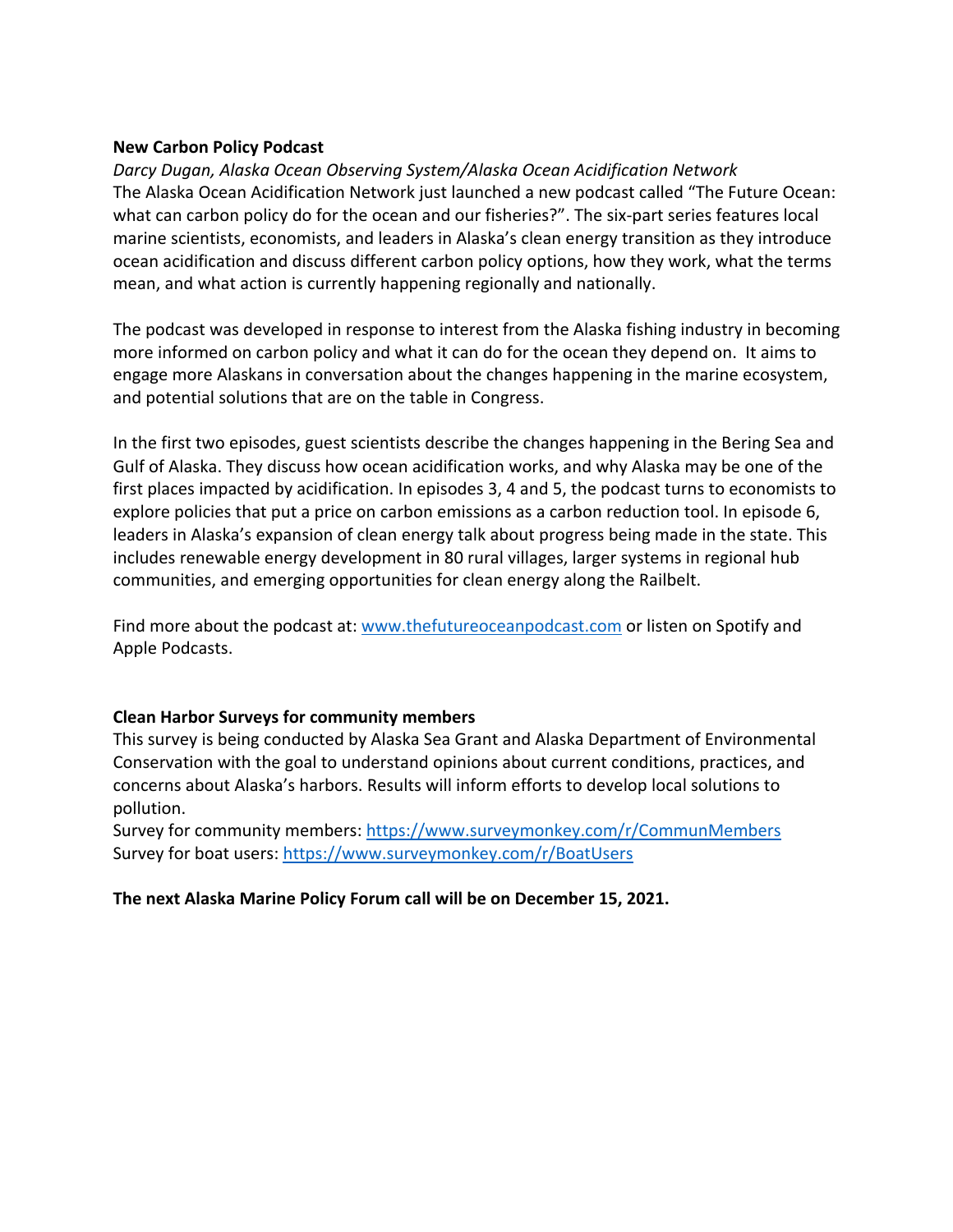**New Carbon Policy Podcast**

*Darcy Dugan, Alaska Ocean Observing System/Alaska Ocean Acidification Network*

The Alaska Ocean Acidification Network just launched a new podcast called "The Future Ocean: what can carbon policy do for the ocean and our fisheries?". The six-part series features local marine scientists, economists, and leaders in Alaska's clean energy transition as they introduce ocean acidification and discuss different carbon policy options, how they work, what the terms mean, and what action is currently happening regionally and nationally.

The podcast was developed in response to interest from the Alaska fishing industry in becoming more informed on carbon policy and what it can do for the ocean they depend on. It aims to engage more Alaskans in conversation about the changes happening in the marine ecosystem, and potential solutions that are on the table in Congress.

In the first two episodes, guest scientists describe the changes happening in the Bering Sea and Gulf of Alaska. They discuss how ocean acidification works, and why Alaska may be one of the first places impacted by acidification. In episodes 3, 4 and 5, the podcast turns to economists to explore policies that put a price on carbon emissions as a carbon reduction tool. In episode 6, leaders in Alaska's expansion of clean energy talk about progress being made in the state. This includes renewable energy development in 80 rural villages, larger systems in regional hub communities, and emerging opportunities for clean energy along the Railbelt.

Find more about the podcast at: www.thefutureoceanpodcast.com or listen on Spotify and Apple Podcasts.

**Clean Harbor Surveys for community members**

This survey is being conducted by Alaska Sea Grant and Alaska Department of Environmental Conservation with the goal to understand opinions about current conditions, practices, and concerns about Alaska's harbors. Results will inform efforts to develop local solutions to pollution.

Survey for community members: https://www.surveymonkey.com/r/CommunMembers
Survey for boat users: https://www.surveymonkey.com/r/BoatUsers

**The next Alaska Marine Policy Forum call will be on December 15, 2021.**